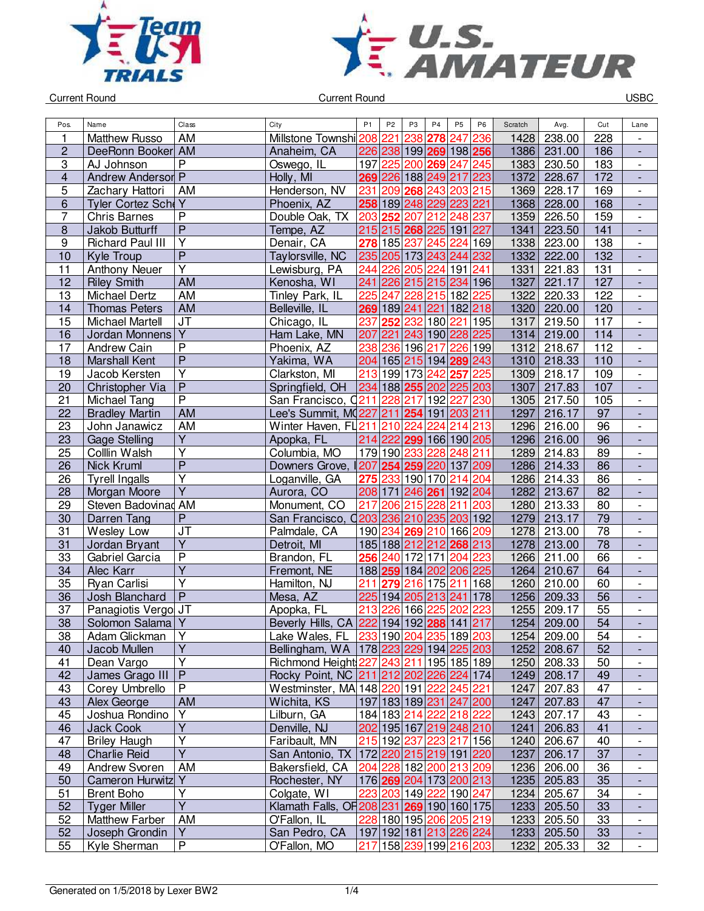Current Round | Current Round | USBC

| Pos. | Name | Class | City | P1 | P2 | P3 | P4 | P5 | P6 | Scratch | Avg. | Cut | Lane |
|---|---|---|---|---|---|---|---|---|---|---|---|---|---|
| 1 | Matthew Russo | AM | Millstone Townshi | 208 | 221 | 238 | 278 | 247 | 236 | 1428 | 238.00 | 228 | - |
| 2 | DeeRonn Booker | AM | Anaheim, CA | 226 | 238 | 199 | 269 | 198 | 256 | 1386 | 231.00 | 186 | - |
| 3 | AJ Johnson | P | Oswego, IL | 197 | 225 | 200 | 269 | 247 | 245 | 1383 | 230.50 | 183 | - |
| 4 | Andrew Andersor | P | Holly, MI | 269 | 226 | 188 | 249 | 217 | 223 | 1372 | 228.67 | 172 | - |
| 5 | Zachary Hattori | AM | Henderson, NV | 231 | 209 | 268 | 243 | 203 | 215 | 1369 | 228.17 | 169 | - |
| 6 | Tyler Cortez Sche | Y | Phoenix, AZ | 258 | 189 | 248 | 229 | 223 | 221 | 1368 | 228.00 | 168 | - |
| 7 | Chris Barnes | P | Double Oak, TX | 203 | 252 | 207 | 212 | 248 | 237 | 1359 | 226.50 | 159 | - |
| 8 | Jakob Butturff | P | Tempe, AZ | 215 | 215 | 268 | 225 | 191 | 227 | 1341 | 223.50 | 141 | - |
| 9 | Richard Paul III | Y | Denair, CA | 278 | 185 | 237 | 245 | 224 | 169 | 1338 | 223.00 | 138 | - |
| 10 | Kyle Troup | P | Taylorsville, NC | 235 | 205 | 173 | 243 | 244 | 232 | 1332 | 222.00 | 132 | - |
| 11 | Anthony Neuer | Y | Lewisburg, PA | 244 | 226 | 205 | 224 | 191 | 241 | 1331 | 221.83 | 131 | - |
| 12 | Riley Smith | AM | Kenosha, WI | 241 | 226 | 215 | 215 | 234 | 196 | 1327 | 221.17 | 127 | - |
| 13 | Michael Dertz | AM | Tinley Park, IL | 225 | 247 | 228 | 215 | 182 | 225 | 1322 | 220.33 | 122 | - |
| 14 | Thomas Peters | AM | Belleville, IL | 269 | 189 | 241 | 221 | 182 | 218 | 1320 | 220.00 | 120 | - |
| 15 | Michael Martell | JT | Chicago, IL | 237 | 252 | 232 | 180 | 221 | 195 | 1317 | 219.50 | 117 | - |
| 16 | Jordan Monnens | Y | Ham Lake, MN | 207 | 221 | 243 | 190 | 228 | 225 | 1314 | 219.00 | 114 | - |
| 17 | Andrew Cain | P | Phoenix, AZ | 238 | 236 | 196 | 217 | 226 | 199 | 1312 | 218.67 | 112 | - |
| 18 | Marshall Kent | P | Yakima, WA | 204 | 165 | 215 | 194 | 289 | 243 | 1310 | 218.33 | 110 | - |
| 19 | Jacob Kersten | Y | Clarkston, MI | 213 | 199 | 173 | 242 | 257 | 225 | 1309 | 218.17 | 109 | - |
| 20 | Christopher Via | P | Springfield, OH | 234 | 188 | 255 | 202 | 225 | 203 | 1307 | 217.83 | 107 | - |
| 21 | Michael Tang | P | San Francisco, C | 211 | 228 | 217 | 192 | 227 | 230 | 1305 | 217.50 | 105 | - |
| 22 | Bradley Martin | AM | Lee's Summit, MO | 227 | 211 | 254 | 191 | 203 | 211 | 1297 | 216.17 | 97 | - |
| 23 | John Janawicz | AM | Winter Haven, FL | 211 | 210 | 224 | 224 | 214 | 213 | 1296 | 216.00 | 96 | - |
| 23 | Gage Stelling | Y | Apopka, FL | 214 | 222 | 299 | 166 | 190 | 205 | 1296 | 216.00 | 96 | - |
| 25 | Colllin Walsh | Y | Columbia, MO | 179 | 190 | 233 | 228 | 248 | 211 | 1289 | 214.83 | 89 | - |
| 26 | Nick Kruml | P | Downers Grove, I | 207 | 254 | 259 | 220 | 137 | 209 | 1286 | 214.33 | 86 | - |
| 26 | Tyrell Ingalls | Y | Loganville, GA | 275 | 233 | 190 | 170 | 214 | 204 | 1286 | 214.33 | 86 | - |
| 28 | Morgan Moore | Y | Aurora, CO | 208 | 171 | 246 | 261 | 192 | 204 | 1282 | 213.67 | 82 | - |
| 29 | Steven Badovinac | AM | Monument, CO | 217 | 206 | 215 | 228 | 211 | 203 | 1280 | 213.33 | 80 | - |
| 30 | Darren Tang | P | San Francisco, C | 203 | 236 | 210 | 235 | 203 | 192 | 1279 | 213.17 | 79 | - |
| 31 | Wesley Low | JT | Palmdale, CA | 190 | 234 | 269 | 210 | 166 | 209 | 1278 | 213.00 | 78 | - |
| 31 | Jordan Bryant | Y | Detroit, MI | 185 | 188 | 212 | 212 | 268 | 213 | 1278 | 213.00 | 78 | - |
| 33 | Gabriel Garcia | P | Brandon, FL | 256 | 240 | 172 | 171 | 204 | 223 | 1266 | 211.00 | 66 | - |
| 34 | Alec Karr | Y | Fremont, NE | 188 | 259 | 184 | 202 | 206 | 225 | 1264 | 210.67 | 64 | - |
| 35 | Ryan Carlisi | Y | Hamilton, NJ | 211 | 279 | 216 | 175 | 211 | 168 | 1260 | 210.00 | 60 | - |
| 36 | Josh Blanchard | P | Mesa, AZ | 225 | 194 | 205 | 213 | 241 | 178 | 1256 | 209.33 | 56 | - |
| 37 | Panagiotis Vergo | JT | Apopka, FL | 213 | 226 | 166 | 225 | 202 | 223 | 1255 | 209.17 | 55 | - |
| 38 | Solomon Salama | Y | Beverly Hills, CA | 222 | 194 | 192 | 288 | 141 | 217 | 1254 | 209.00 | 54 | - |
| 38 | Adam Glickman | Y | Lake Wales, FL | 233 | 190 | 204 | 235 | 189 | 203 | 1254 | 209.00 | 54 | - |
| 40 | Jacob Mullen | Y | Bellingham, WA | 178 | 223 | 229 | 194 | 225 | 203 | 1252 | 208.67 | 52 | - |
| 41 | Dean Vargo | Y | Richmond Height | 227 | 243 | 211 | 195 | 185 | 189 | 1250 | 208.33 | 50 | - |
| 42 | James Grago III | P | Rocky Point, NC | 211 | 212 | 202 | 226 | 224 | 174 | 1249 | 208.17 | 49 | - |
| 43 | Corey Umbrello | P | Westminster, MA | 148 | 220 | 191 | 222 | 245 | 221 | 1247 | 207.83 | 47 | - |
| 43 | Alex George | AM | Wichita, KS | 197 | 183 | 189 | 231 | 247 | 200 | 1247 | 207.83 | 47 | - |
| 45 | Joshua Rondino | Y | Lilburn, GA | 184 | 183 | 214 | 222 | 218 | 222 | 1243 | 207.17 | 43 | - |
| 46 | Jack Cook | Y | Denville, NJ | 202 | 195 | 167 | 219 | 248 | 210 | 1241 | 206.83 | 41 | - |
| 47 | Briley Haugh | Y | Faribault, MN | 215 | 192 | 237 | 223 | 217 | 156 | 1240 | 206.67 | 40 | - |
| 48 | Charlie Reid | Y | San Antonio, TX | 172 | 220 | 215 | 219 | 191 | 220 | 1237 | 206.17 | 37 | - |
| 49 | Andrew Svoren | AM | Bakersfield, CA | 204 | 228 | 182 | 200 | 213 | 209 | 1236 | 206.00 | 36 | - |
| 50 | Cameron Hurwitz | Y | Rochester, NY | 176 | 269 | 204 | 173 | 200 | 213 | 1235 | 205.83 | 35 | - |
| 51 | Brent Boho | Y | Colgate, WI | 223 | 203 | 149 | 222 | 190 | 247 | 1234 | 205.67 | 34 | - |
| 52 | Tyger Miller | Y | Klamath Falls, OR | 208 | 231 | 269 | 190 | 160 | 175 | 1233 | 205.50 | 33 | - |
| 52 | Matthew Farber | AM | O'Fallon, IL | 228 | 180 | 195 | 206 | 205 | 219 | 1233 | 205.50 | 33 | - |
| 52 | Joseph Grondin | Y | San Pedro, CA | 197 | 192 | 181 | 213 | 226 | 224 | 1233 | 205.50 | 33 | - |
| 55 | Kyle Sherman | P | O'Fallon, MO | 217 | 158 | 239 | 199 | 216 | 203 | 1232 | 205.33 | 32 | - |

Generated on 1/5/2018 by Lexer BW2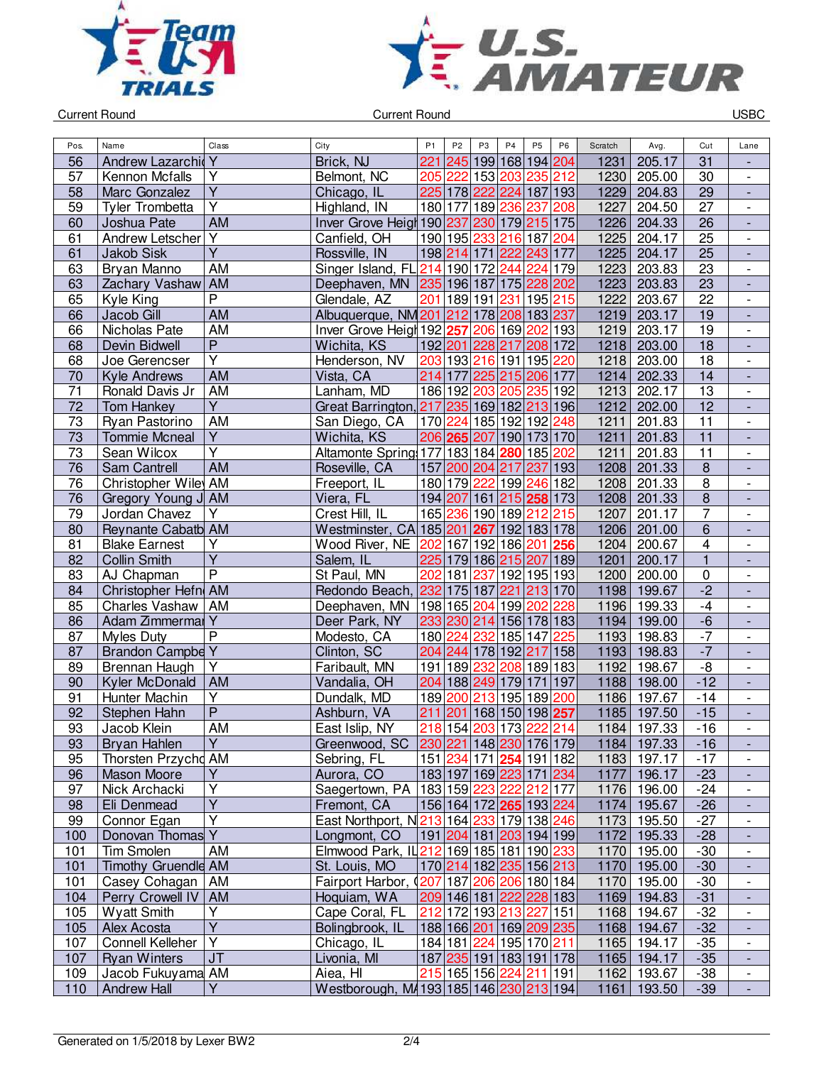Current Round | Current Round | USBC

| Pos. | Name | Class | City | P1 | P2 | P3 | P4 | P5 | P6 | Scratch | Avg. | Cut | Lane |
|---|---|---|---|---|---|---|---|---|---|---|---|---|---|
| 56 | Andrew Lazarchic | Y | Brick, NJ | 221 | 245 | 199 | 168 | 194 | 204 | 1231 | 205.17 | 31 | - |
| 57 | Kennon Mcfalls | Y | Belmont, NC | 205 | 222 | 153 | 203 | 235 | 212 | 1230 | 205.00 | 30 | - |
| 58 | Marc Gonzalez | Y | Chicago, IL | 225 | 178 | 222 | 224 | 187 | 193 | 1229 | 204.83 | 29 | - |
| 59 | Tyler Trombetta | Y | Highland, IN | 180 | 177 | 189 | 236 | 237 | 208 | 1227 | 204.50 | 27 | - |
| 60 | Joshua Pate | AM | Inver Grove Heigh | 190 | 237 | 230 | 179 | 215 | 175 | 1226 | 204.33 | 26 | - |
| 61 | Andrew Letscher | Y | Canfield, OH | 190 | 195 | 233 | 216 | 187 | 204 | 1225 | 204.17 | 25 | - |
| 61 | Jakob Sisk | Y | Rossville, IN | 198 | 214 | 171 | 222 | 243 | 177 | 1225 | 204.17 | 25 | - |
| 63 | Bryan Manno | AM | Singer Island, FL | 214 | 190 | 172 | 244 | 224 | 179 | 1223 | 203.83 | 23 | - |
| 63 | Zachary Vashaw | AM | Deephaven, MN | 235 | 196 | 187 | 175 | 228 | 202 | 1223 | 203.83 | 23 | - |
| 65 | Kyle King | P | Glendale, AZ | 201 | 189 | 191 | 231 | 195 | 215 | 1222 | 203.67 | 22 | - |
| 66 | Jacob Gill | AM | Albuquerque, NM | 201 | 212 | 178 | 208 | 183 | 237 | 1219 | 203.17 | 19 | - |
| 66 | Nicholas Pate | AM | Inver Grove Heigh | 192 | 257 | 206 | 169 | 202 | 193 | 1219 | 203.17 | 19 | - |
| 68 | Devin Bidwell | P | Wichita, KS | 192 | 201 | 228 | 217 | 208 | 172 | 1218 | 203.00 | 18 | - |
| 68 | Joe Gerencser | Y | Henderson, NV | 203 | 193 | 216 | 191 | 195 | 220 | 1218 | 203.00 | 18 | - |
| 70 | Kyle Andrews | AM | Vista, CA | 214 | 177 | 225 | 215 | 206 | 177 | 1214 | 202.33 | 14 | - |
| 71 | Ronald Davis Jr | AM | Lanham, MD | 186 | 192 | 203 | 205 | 235 | 192 | 1213 | 202.17 | 13 | - |
| 72 | Tom Hankey | Y | Great Barrington, | 217 | 235 | 169 | 182 | 213 | 196 | 1212 | 202.00 | 12 | - |
| 73 | Ryan Pastorino | AM | San Diego, CA | 170 | 224 | 185 | 192 | 192 | 248 | 1211 | 201.83 | 11 | - |
| 73 | Tommie Mcneal | Y | Wichita, KS | 206 | 265 | 207 | 190 | 173 | 170 | 1211 | 201.83 | 11 | - |
| 73 | Sean Wilcox | Y | Altamonte Spring | 177 | 183 | 184 | 280 | 185 | 202 | 1211 | 201.83 | 11 | - |
| 76 | Sam Cantrell | AM | Roseville, CA | 157 | 200 | 204 | 217 | 237 | 193 | 1208 | 201.33 | 8 | - |
| 76 | Christopher Wiley | AM | Freeport, IL | 180 | 179 | 222 | 199 | 246 | 182 | 1208 | 201.33 | 8 | - |
| 76 | Gregory Young J | AM | Viera, FL | 194 | 207 | 161 | 215 | 258 | 173 | 1208 | 201.33 | 8 | - |
| 79 | Jordan Chavez | Y | Crest Hill, IL | 165 | 236 | 190 | 189 | 212 | 215 | 1207 | 201.17 | 7 | - |
| 80 | Reynante Cabatb | AM | Westminster, CA | 185 | 201 | 267 | 192 | 183 | 178 | 1206 | 201.00 | 6 | - |
| 81 | Blake Earnest | Y | Wood River, NE | 202 | 167 | 192 | 186 | 201 | 256 | 1204 | 200.67 | 4 | - |
| 82 | Collin Smith | Y | Salem, IL | 225 | 179 | 186 | 215 | 207 | 189 | 1201 | 200.17 | 1 | - |
| 83 | AJ Chapman | P | St Paul, MN | 202 | 181 | 237 | 192 | 195 | 193 | 1200 | 200.00 | 0 | - |
| 84 | Christopher Hefn | AM | Redondo Beach, | 232 | 175 | 187 | 221 | 213 | 170 | 1198 | 199.67 | -2 | - |
| 85 | Charles Vashaw | AM | Deephaven, MN | 198 | 165 | 204 | 199 | 202 | 228 | 1196 | 199.33 | -4 | - |
| 86 | Adam Zimmermar | Y | Deer Park, NY | 233 | 230 | 214 | 156 | 178 | 183 | 1194 | 199.00 | -6 | - |
| 87 | Myles Duty | P | Modesto, CA | 180 | 224 | 232 | 185 | 147 | 225 | 1193 | 198.83 | -7 | - |
| 87 | Brandon Campbe | Y | Clinton, SC | 204 | 244 | 178 | 192 | 217 | 158 | 1193 | 198.83 | -7 | - |
| 89 | Brennan Haugh | Y | Faribault, MN | 191 | 189 | 232 | 208 | 189 | 183 | 1192 | 198.67 | -8 | - |
| 90 | Kyler McDonald | AM | Vandalia, OH | 204 | 188 | 249 | 179 | 171 | 197 | 1188 | 198.00 | -12 | - |
| 91 | Hunter Machin | Y | Dundalk, MD | 189 | 200 | 213 | 195 | 189 | 200 | 1186 | 197.67 | -14 | - |
| 92 | Stephen Hahn | P | Ashburn, VA | 211 | 201 | 168 | 150 | 198 | 257 | 1185 | 197.50 | -15 | - |
| 93 | Jacob Klein | AM | East Islip, NY | 218 | 154 | 203 | 173 | 222 | 214 | 1184 | 197.33 | -16 | - |
| 93 | Bryan Hahlen | Y | Greenwood, SC | 230 | 221 | 148 | 230 | 176 | 179 | 1184 | 197.33 | -16 | - |
| 95 | Thorsten Przycho | AM | Sebring, FL | 151 | 234 | 171 | 254 | 191 | 182 | 1183 | 197.17 | -17 | - |
| 96 | Mason Moore | Y | Aurora, CO | 183 | 197 | 169 | 223 | 171 | 234 | 1177 | 196.17 | -23 | - |
| 97 | Nick Archacki | Y | Saegertown, PA | 183 | 159 | 223 | 222 | 212 | 177 | 1176 | 196.00 | -24 | - |
| 98 | Eli Denmead | Y | Fremont, CA | 156 | 164 | 172 | 265 | 193 | 224 | 1174 | 195.67 | -26 | - |
| 99 | Connor Egan | Y | East Northport, N | 213 | 164 | 233 | 179 | 138 | 246 | 1173 | 195.50 | -27 | - |
| 100 | Donovan Thomas | Y | Longmont, CO | 191 | 204 | 181 | 203 | 194 | 199 | 1172 | 195.33 | -28 | - |
| 101 | Tim Smolen | AM | Elmwood Park, IL | 212 | 169 | 185 | 181 | 190 | 233 | 1170 | 195.00 | -30 | - |
| 101 | Timothy Gruendle | AM | St. Louis, MO | 170 | 214 | 182 | 235 | 156 | 213 | 1170 | 195.00 | -30 | - |
| 101 | Casey Cohagan | AM | Fairport Harbor, ( | 207 | 187 | 206 | 206 | 180 | 184 | 1170 | 195.00 | -30 | - |
| 104 | Perry Crowell IV | AM | Hoquiam, WA | 209 | 146 | 181 | 222 | 228 | 183 | 1169 | 194.83 | -31 | - |
| 105 | Wyatt Smith | Y | Cape Coral, FL | 212 | 172 | 193 | 213 | 227 | 151 | 1168 | 194.67 | -32 | - |
| 105 | Alex Acosta | Y | Bolingbrook, IL | 188 | 166 | 201 | 169 | 209 | 235 | 1168 | 194.67 | -32 | - |
| 107 | Connell Kelleher | Y | Chicago, IL | 184 | 181 | 224 | 195 | 170 | 211 | 1165 | 194.17 | -35 | - |
| 107 | Ryan Winters | JT | Livonia, MI | 187 | 235 | 191 | 183 | 191 | 178 | 1165 | 194.17 | -35 | - |
| 109 | Jacob Fukuyama | AM | Aiea, HI | 215 | 165 | 156 | 224 | 211 | 191 | 1162 | 193.67 | -38 | - |
| 110 | Andrew Hall | Y | Westborough, MA | 193 | 185 | 146 | 230 | 213 | 194 | 1161 | 193.50 | -39 | - |

Generated on 1/5/2018 by Lexer BW2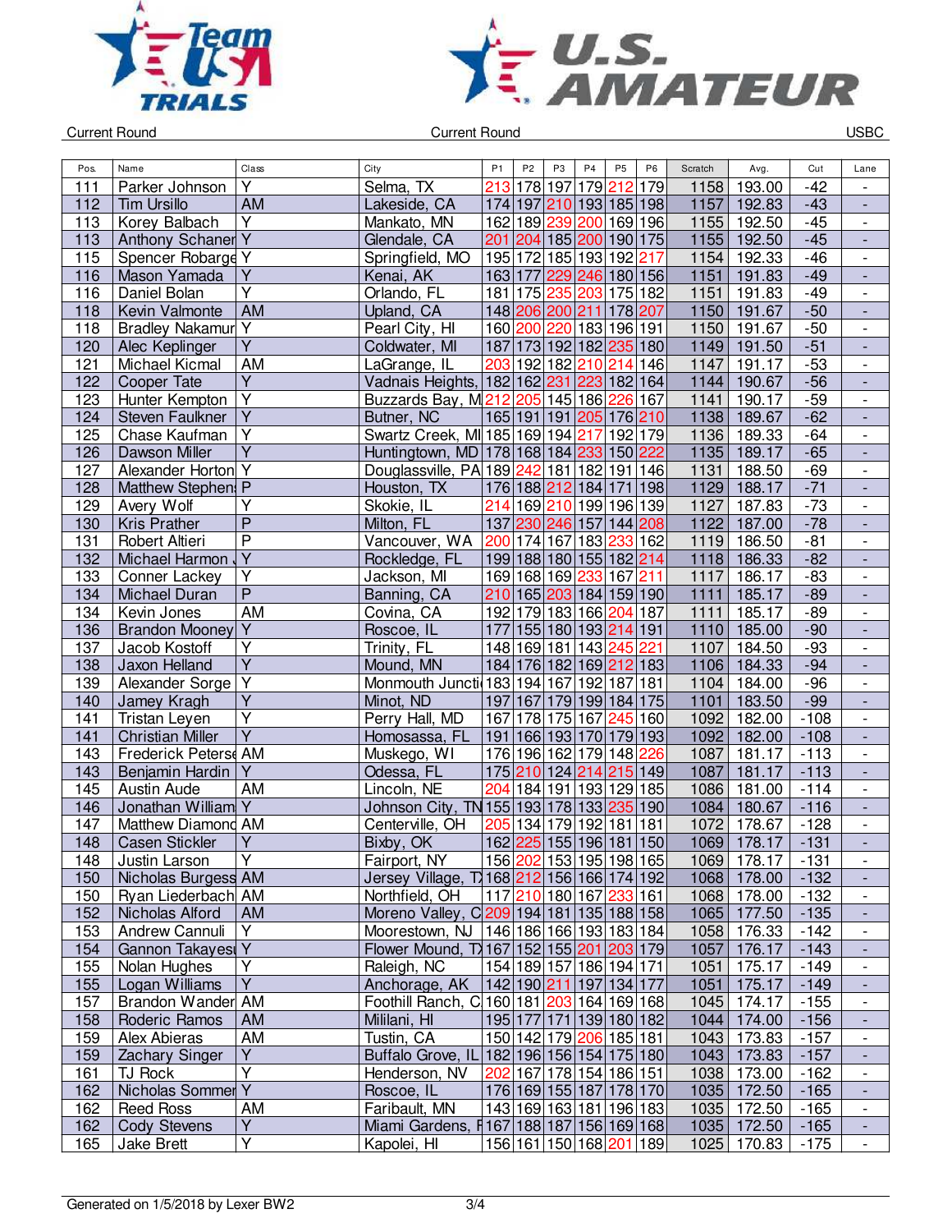Current Round | Current Round | USBC

| Pos. | Name | Class | City | P1 | P2 | P3 | P4 | P5 | P6 | Scratch | Avg. | Cut | Lane |
|---|---|---|---|---|---|---|---|---|---|---|---|---|---|
| 111 | Parker Johnson | Y | Selma, TX | 213 | 178 | 197 | 179 | 212 | 179 | 1158 | 193.00 | -42 | - |
| 112 | Tim Ursillo | AM | Lakeside, CA | 174 | 197 | 210 | 193 | 185 | 198 | 1157 | 192.83 | -43 | - |
| 113 | Korey Balbach | Y | Mankato, MN | 162 | 189 | 239 | 200 | 169 | 196 | 1155 | 192.50 | -45 | - |
| 113 | Anthony Schaner | Y | Glendale, CA | 201 | 204 | 185 | 200 | 190 | 175 | 1155 | 192.50 | -45 | - |
| 115 | Spencer Robarge | Y | Springfield, MO | 195 | 172 | 185 | 193 | 192 | 217 | 1154 | 192.33 | -46 | - |
| 116 | Mason Yamada | Y | Kenai, AK | 163 | 177 | 229 | 246 | 180 | 156 | 1151 | 191.83 | -49 | - |
| 116 | Daniel Bolan | Y | Orlando, FL | 181 | 175 | 235 | 203 | 175 | 182 | 1151 | 191.83 | -49 | - |
| 118 | Kevin Valmonte | AM | Upland, CA | 148 | 206 | 200 | 211 | 178 | 207 | 1150 | 191.67 | -50 | - |
| 118 | Bradley Nakamur | Y | Pearl City, HI | 160 | 200 | 220 | 183 | 196 | 191 | 1150 | 191.67 | -50 | - |
| 120 | Alec Keplinger | Y | Coldwater, MI | 187 | 173 | 192 | 182 | 235 | 180 | 1149 | 191.50 | -51 | - |
| 121 | Michael Kicmal | AM | LaGrange, IL | 203 | 192 | 182 | 210 | 214 | 146 | 1147 | 191.17 | -53 | - |
| 122 | Cooper Tate | Y | Vadnais Heights, | 182 | 162 | 231 | 223 | 182 | 164 | 1144 | 190.67 | -56 | - |
| 123 | Hunter Kempton | Y | Buzzards Bay, M | 212 | 205 | 145 | 186 | 226 | 167 | 1141 | 190.17 | -59 | - |
| 124 | Steven Faulkner | Y | Butner, NC | 165 | 191 | 191 | 205 | 176 | 210 | 1138 | 189.67 | -62 | - |
| 125 | Chase Kaufman | Y | Swartz Creek, MI | 185 | 169 | 194 | 217 | 192 | 179 | 1136 | 189.33 | -64 | - |
| 126 | Dawson Miller | Y | Huntingtown, MD | 178 | 168 | 184 | 233 | 150 | 222 | 1135 | 189.17 | -65 | - |
| 127 | Alexander Horton | Y | Douglassville, PA | 189 | 242 | 181 | 182 | 191 | 146 | 1131 | 188.50 | -69 | - |
| 128 | Matthew Stephen | P | Houston, TX | 176 | 188 | 212 | 184 | 171 | 198 | 1129 | 188.17 | -71 | - |
| 129 | Avery Wolf | Y | Skokie, IL | 214 | 169 | 210 | 199 | 196 | 139 | 1127 | 187.83 | -73 | - |
| 130 | Kris Prather | P | Milton, FL | 137 | 230 | 246 | 157 | 144 | 208 | 1122 | 187.00 | -78 | - |
| 131 | Robert Altieri | P | Vancouver, WA | 200 | 174 | 167 | 183 | 233 | 162 | 1119 | 186.50 | -81 | - |
| 132 | Michael Harmon | Y | Rockledge, FL | 199 | 188 | 180 | 155 | 182 | 214 | 1118 | 186.33 | -82 | - |
| 133 | Conner Lackey | Y | Jackson, MI | 169 | 168 | 169 | 233 | 167 | 211 | 1117 | 186.17 | -83 | - |
| 134 | Michael Duran | P | Banning, CA | 210 | 165 | 203 | 184 | 159 | 190 | 1111 | 185.17 | -89 | - |
| 134 | Kevin Jones | AM | Covina, CA | 192 | 179 | 183 | 166 | 204 | 187 | 1111 | 185.17 | -89 | - |
| 136 | Brandon Mooney | Y | Roscoe, IL | 177 | 155 | 180 | 193 | 214 | 191 | 1110 | 185.00 | -90 | - |
| 137 | Jacob Kostoff | Y | Trinity, FL | 148 | 169 | 181 | 143 | 245 | 221 | 1107 | 184.50 | -93 | - |
| 138 | Jaxon Helland | Y | Mound, MN | 184 | 176 | 182 | 169 | 212 | 183 | 1106 | 184.33 | -94 | - |
| 139 | Alexander Sorge | Y | Monmouth Juncti | 183 | 194 | 167 | 192 | 187 | 181 | 1104 | 184.00 | -96 | - |
| 140 | Jamey Kragh | Y | Minot, ND | 197 | 167 | 179 | 199 | 184 | 175 | 1101 | 183.50 | -99 | - |
| 141 | Tristan Leyen | Y | Perry Hall, MD | 167 | 178 | 175 | 167 | 245 | 160 | 1092 | 182.00 | -108 | - |
| 141 | Christian Miller | Y | Homosassa, FL | 191 | 166 | 193 | 170 | 179 | 193 | 1092 | 182.00 | -108 | - |
| 143 | Frederick Peterse | AM | Muskego, WI | 176 | 196 | 162 | 179 | 148 | 226 | 1087 | 181.17 | -113 | - |
| 143 | Benjamin Hardin | Y | Odessa, FL | 175 | 210 | 124 | 214 | 215 | 149 | 1087 | 181.17 | -113 | - |
| 145 | Austin Aude | AM | Lincoln, NE | 204 | 184 | 191 | 193 | 129 | 185 | 1086 | 181.00 | -114 | - |
| 146 | Jonathan William | Y | Johnson City, TN | 155 | 193 | 178 | 133 | 235 | 190 | 1084 | 180.67 | -116 | - |
| 147 | Matthew Diamond | AM | Centerville, OH | 205 | 134 | 179 | 192 | 181 | 181 | 1072 | 178.67 | -128 | - |
| 148 | Casen Stickler | Y | Bixby, OK | 162 | 225 | 155 | 196 | 181 | 150 | 1069 | 178.17 | -131 | - |
| 148 | Justin Larson | Y | Fairport, NY | 156 | 202 | 153 | 195 | 198 | 165 | 1069 | 178.17 | -131 | - |
| 150 | Nicholas Burgess | AM | Jersey Village, T | 168 | 212 | 156 | 166 | 174 | 192 | 1068 | 178.00 | -132 | - |
| 150 | Ryan Liederbach | AM | Northfield, OH | 117 | 210 | 180 | 167 | 233 | 161 | 1068 | 178.00 | -132 | - |
| 152 | Nicholas Alford | AM | Moreno Valley, C | 209 | 194 | 181 | 135 | 188 | 158 | 1065 | 177.50 | -135 | - |
| 153 | Andrew Cannuli | Y | Moorestown, NJ | 146 | 186 | 166 | 193 | 183 | 184 | 1058 | 176.33 | -142 | - |
| 154 | Gannon Takayesu | Y | Flower Mound, T | 167 | 152 | 155 | 201 | 203 | 179 | 1057 | 176.17 | -143 | - |
| 155 | Nolan Hughes | Y | Raleigh, NC | 154 | 189 | 157 | 186 | 194 | 171 | 1051 | 175.17 | -149 | - |
| 155 | Logan Williams | Y | Anchorage, AK | 142 | 190 | 211 | 197 | 134 | 177 | 1051 | 175.17 | -149 | - |
| 157 | Brandon Wander | AM | Foothill Ranch, C | 160 | 181 | 203 | 164 | 169 | 168 | 1045 | 174.17 | -155 | - |
| 158 | Roderic Ramos | AM | Mililani, HI | 195 | 177 | 171 | 139 | 180 | 182 | 1044 | 174.00 | -156 | - |
| 159 | Alex Abieras | AM | Tustin, CA | 150 | 142 | 179 | 206 | 185 | 181 | 1043 | 173.83 | -157 | - |
| 159 | Zachary Singer | Y | Buffalo Grove, IL | 182 | 196 | 156 | 154 | 175 | 180 | 1043 | 173.83 | -157 | - |
| 161 | TJ Rock | Y | Henderson, NV | 202 | 167 | 178 | 154 | 186 | 151 | 1038 | 173.00 | -162 | - |
| 162 | Nicholas Sommer | Y | Roscoe, IL | 176 | 169 | 155 | 187 | 178 | 170 | 1035 | 172.50 | -165 | - |
| 162 | Reed Ross | AM | Faribault, MN | 143 | 169 | 163 | 181 | 196 | 183 | 1035 | 172.50 | -165 | - |
| 162 | Cody Stevens | Y | Miami Gardens, F | 167 | 188 | 187 | 156 | 169 | 168 | 1035 | 172.50 | -165 | - |
| 165 | Jake Brett | Y | Kapolei, HI | 156 | 161 | 150 | 168 | 201 | 189 | 1025 | 170.83 | -175 | - |

Generated on 1/5/2018 by Lexer BW2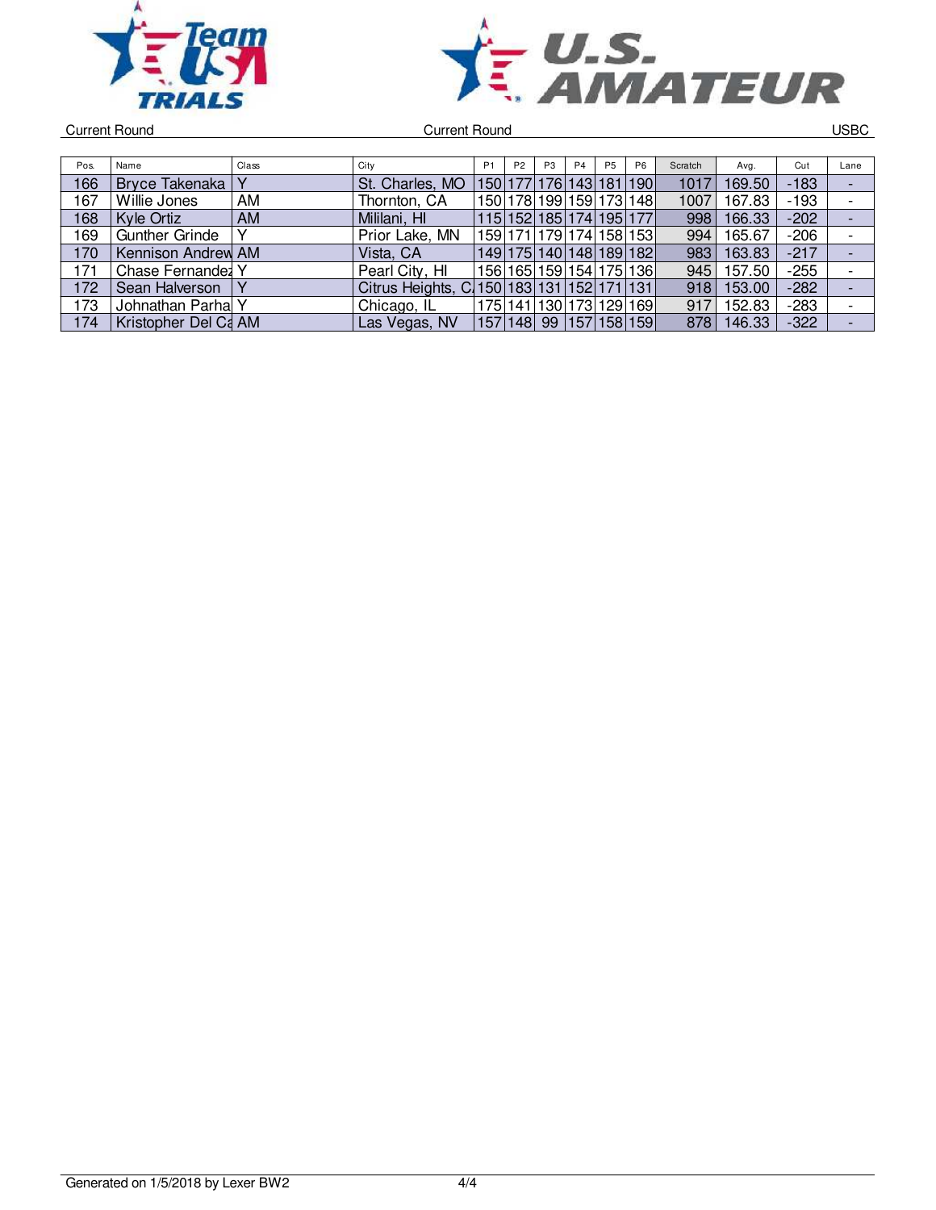Current Round Current Round USBC

| Pos. | Name | Class | City | P1 | P2 | P3 | P4 | P5 | P6 | Scratch | Avg. | Cut | Lane |
|---|---|---|---|---|---|---|---|---|---|---|---|---|---|
| 166 | Bryce Takenaka | Y | St. Charles, MO | 150 | 177 | 176 | 143 | 181 | 190 | 1017 | 169.50 | -183 | - |
| 167 | Willie Jones | AM | Thornton, CA | 150 | 178 | 199 | 159 | 173 | 148 | 1007 | 167.83 | -193 | - |
| 168 | Kyle Ortiz | AM | Mililani, HI | 115 | 152 | 185 | 174 | 195 | 177 | 998 | 166.33 | -202 | - |
| 169 | Gunther Grinde | Y | Prior Lake, MN | 159 | 171 | 179 | 174 | 158 | 153 | 994 | 165.67 | -206 | - |
| 170 | Kennison Andrew | AM | Vista, CA | 149 | 175 | 140 | 148 | 189 | 182 | 983 | 163.83 | -217 | - |
| 171 | Chase Fernandez | Y | Pearl City, HI | 156 | 165 | 159 | 154 | 175 | 136 | 945 | 157.50 | -255 | - |
| 172 | Sean Halverson | Y | Citrus Heights, C | 150 | 183 | 131 | 152 | 171 | 131 | 918 | 153.00 | -282 | - |
| 173 | Johnathan Parha | Y | Chicago, IL | 175 | 141 | 130 | 173 | 129 | 169 | 917 | 152.83 | -283 | - |
| 174 | Kristopher Del Ca | AM | Las Vegas, NV | 157 | 148 | 99 | 157 | 158 | 159 | 878 | 146.33 | -322 | - |

Generated on 1/5/2018 by Lexer BW2